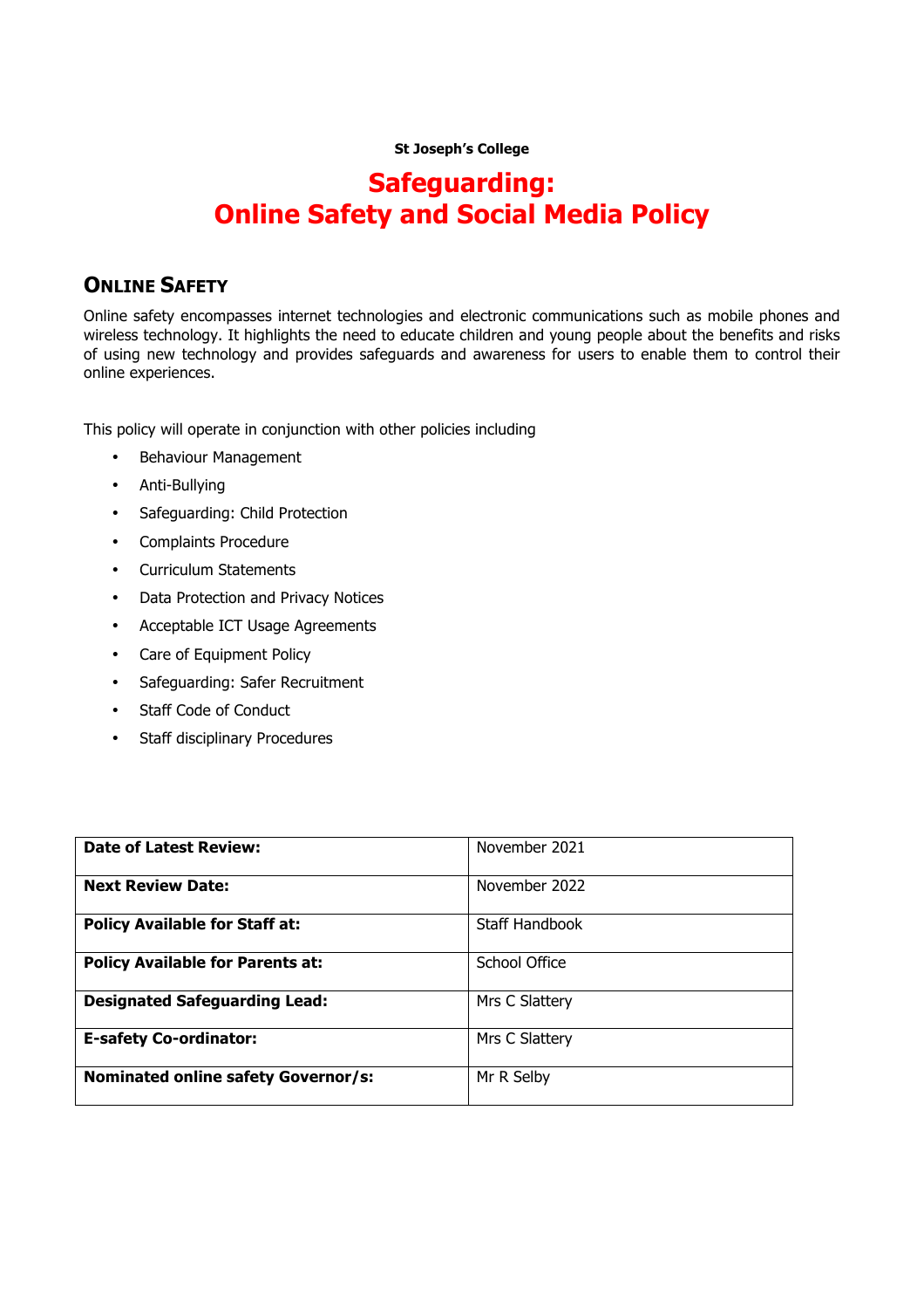**St Joseph's College**

# Safeguarding: Online Safety and Social Media Policy

## Online Safety

Online safety encompasses internet technologies and electronic communications such as mobile phones and wireless technology. It highlights the need to educate children and young people about the benefits and risks of using new technology and provides safeguards and awareness for users to enable them to control their online experiences.

This policy will operate in conjunction with other policies including

- Behaviour Management
- Anti-Bullying
- Safeguarding: Child Protection
- Complaints Procedure
- Curriculum Statements
- Data Protection and Privacy Notices
- Acceptable ICT Usage Agreements
- Care of Equipment Policy
- Safeguarding: Safer Recruitment
- Staff Code of Conduct
- Staff disciplinary Procedures

| | |
|---|---|
| **Date of Latest Review:** | November 2021 |
| **Next Review Date:** | November 2022 |
| **Policy Available for Staff at:** | Staff Handbook |
| **Policy Available for Parents at:** | School Office |
| **Designated Safeguarding Lead:** | Mrs C Slattery |
| **E-safety Co-ordinator:** | Mrs C Slattery |
| **Nominated online safety Governor/s:** | Mr R Selby |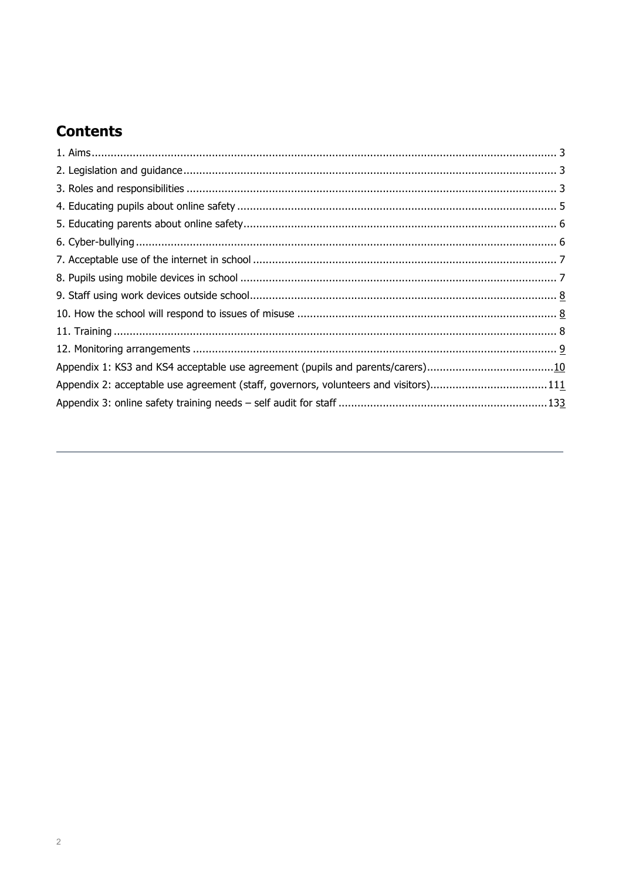## Contents

1. Aims .......... 3
2. Legislation and guidance .......... 3
3. Roles and responsibilities .......... 3
4. Educating pupils about online safety .......... 5
5. Educating parents about online safety .......... 6
6. Cyber-bullying .......... 6
7. Acceptable use of the internet in school .......... 7
8. Pupils using mobile devices in school .......... 7
9. Staff using work devices outside school .......... 8
10. How the school will respond to issues of misuse .......... 8
11. Training .......... 8
12. Monitoring arrangements .......... 9

Appendix 1: KS3 and KS4 acceptable use agreement (pupils and parents/carers) .......... 10

Appendix 2: acceptable use agreement (staff, governors, volunteers and visitors) .......... 111

Appendix 3: online safety training needs – self audit for staff .......... 133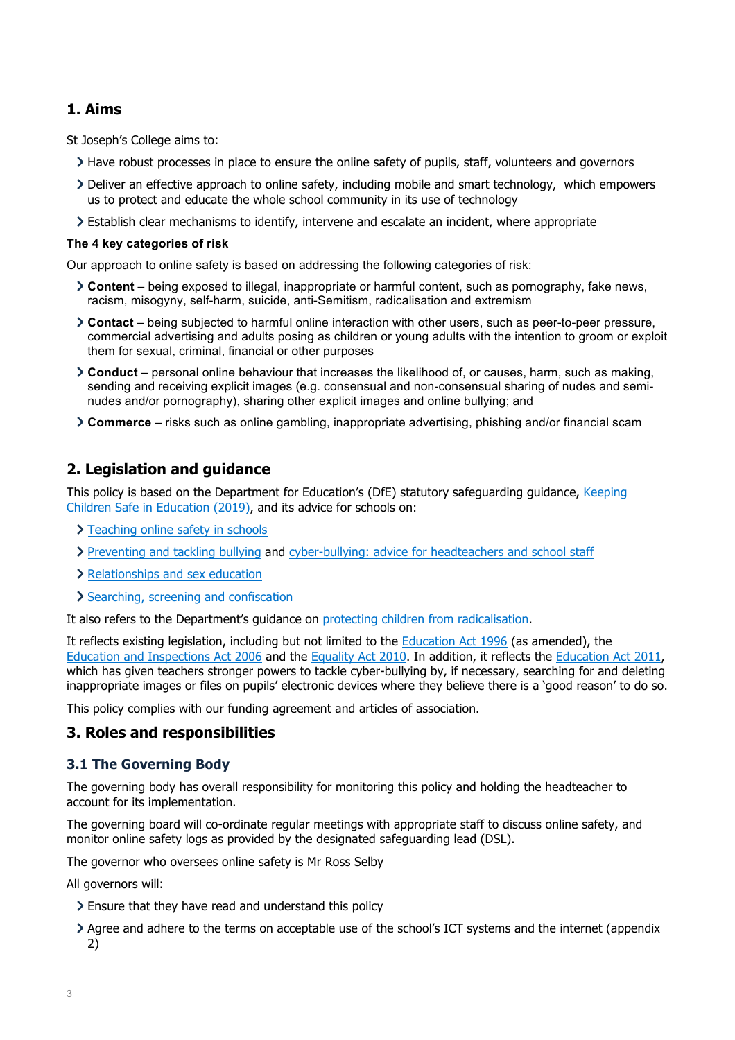## 1. Aims

St Joseph's College aims to:

- Have robust processes in place to ensure the online safety of pupils, staff, volunteers and governors
- Deliver an effective approach to online safety, including mobile and smart technology, which empowers us to protect and educate the whole school community in its use of technology
- Establish clear mechanisms to identify, intervene and escalate an incident, where appropriate

**The 4 key categories of risk**

Our approach to online safety is based on addressing the following categories of risk:

- **Content** – being exposed to illegal, inappropriate or harmful content, such as pornography, fake news, racism, misogyny, self-harm, suicide, anti-Semitism, radicalisation and extremism
- **Contact** – being subjected to harmful online interaction with other users, such as peer-to-peer pressure, commercial advertising and adults posing as children or young adults with the intention to groom or exploit them for sexual, criminal, financial or other purposes
- **Conduct** – personal online behaviour that increases the likelihood of, or causes, harm, such as making, sending and receiving explicit images (e.g. consensual and non-consensual sharing of nudes and semi-nudes and/or pornography), sharing other explicit images and online bullying; and
- **Commerce** – risks such as online gambling, inappropriate advertising, phishing and/or financial scam

## 2. Legislation and guidance

This policy is based on the Department for Education's (DfE) statutory safeguarding guidance, Keeping Children Safe in Education (2019), and its advice for schools on:

- Teaching online safety in schools
- Preventing and tackling bullying and cyber-bullying: advice for headteachers and school staff
- Relationships and sex education
- Searching, screening and confiscation

It also refers to the Department's guidance on protecting children from radicalisation.

It reflects existing legislation, including but not limited to the Education Act 1996 (as amended), the Education and Inspections Act 2006 and the Equality Act 2010. In addition, it reflects the Education Act 2011, which has given teachers stronger powers to tackle cyber-bullying by, if necessary, searching for and deleting inappropriate images or files on pupils' electronic devices where they believe there is a 'good reason' to do so.

This policy complies with our funding agreement and articles of association.

## 3. Roles and responsibilities

### 3.1 The Governing Body

The governing body has overall responsibility for monitoring this policy and holding the headteacher to account for its implementation.

The governing board will co-ordinate regular meetings with appropriate staff to discuss online safety, and monitor online safety logs as provided by the designated safeguarding lead (DSL).

The governor who oversees online safety is Mr Ross Selby

All governors will:

- Ensure that they have read and understand this policy
- Agree and adhere to the terms on acceptable use of the school's ICT systems and the internet (appendix 2)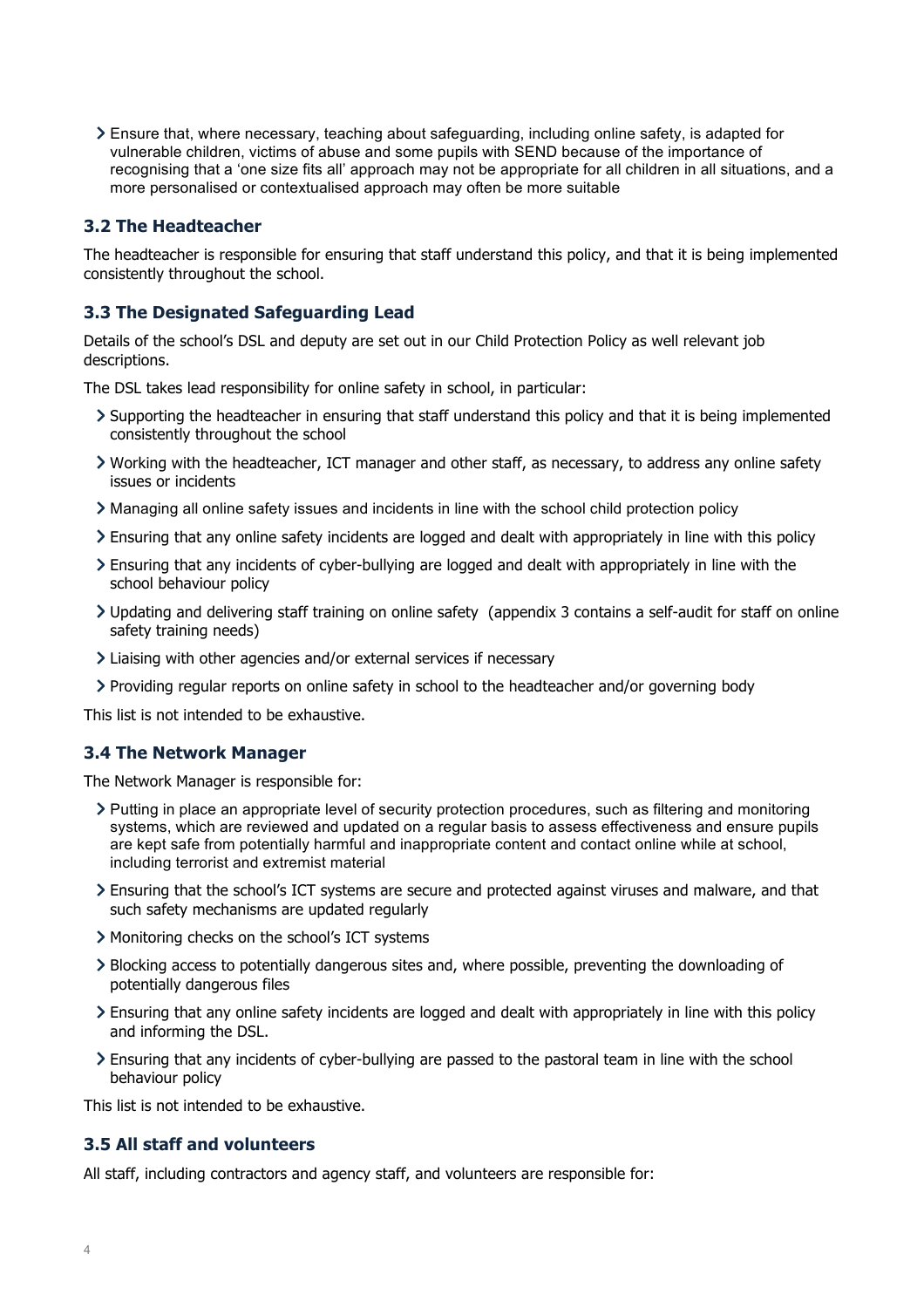- Ensure that, where necessary, teaching about safeguarding, including online safety, is adapted for vulnerable children, victims of abuse and some pupils with SEND because of the importance of recognising that a 'one size fits all' approach may not be appropriate for all children in all situations, and a more personalised or contextualised approach may often be more suitable

### 3.2 The Headteacher

The headteacher is responsible for ensuring that staff understand this policy, and that it is being implemented consistently throughout the school.

### 3.3 The Designated Safeguarding Lead

Details of the school's DSL and deputy are set out in our Child Protection Policy as well relevant job descriptions.

The DSL takes lead responsibility for online safety in school, in particular:

- Supporting the headteacher in ensuring that staff understand this policy and that it is being implemented consistently throughout the school
- Working with the headteacher, ICT manager and other staff, as necessary, to address any online safety issues or incidents
- Managing all online safety issues and incidents in line with the school child protection policy
- Ensuring that any online safety incidents are logged and dealt with appropriately in line with this policy
- Ensuring that any incidents of cyber-bullying are logged and dealt with appropriately in line with the school behaviour policy
- Updating and delivering staff training on online safety (appendix 3 contains a self-audit for staff on online safety training needs)
- Liaising with other agencies and/or external services if necessary
- Providing regular reports on online safety in school to the headteacher and/or governing body

This list is not intended to be exhaustive.

### 3.4 The Network Manager

The Network Manager is responsible for:

- Putting in place an appropriate level of security protection procedures, such as filtering and monitoring systems, which are reviewed and updated on a regular basis to assess effectiveness and ensure pupils are kept safe from potentially harmful and inappropriate content and contact online while at school, including terrorist and extremist material
- Ensuring that the school's ICT systems are secure and protected against viruses and malware, and that such safety mechanisms are updated regularly
- Monitoring checks on the school's ICT systems
- Blocking access to potentially dangerous sites and, where possible, preventing the downloading of potentially dangerous files
- Ensuring that any online safety incidents are logged and dealt with appropriately in line with this policy and informing the DSL.
- Ensuring that any incidents of cyber-bullying are passed to the pastoral team in line with the school behaviour policy

This list is not intended to be exhaustive.

### 3.5 All staff and volunteers

All staff, including contractors and agency staff, and volunteers are responsible for: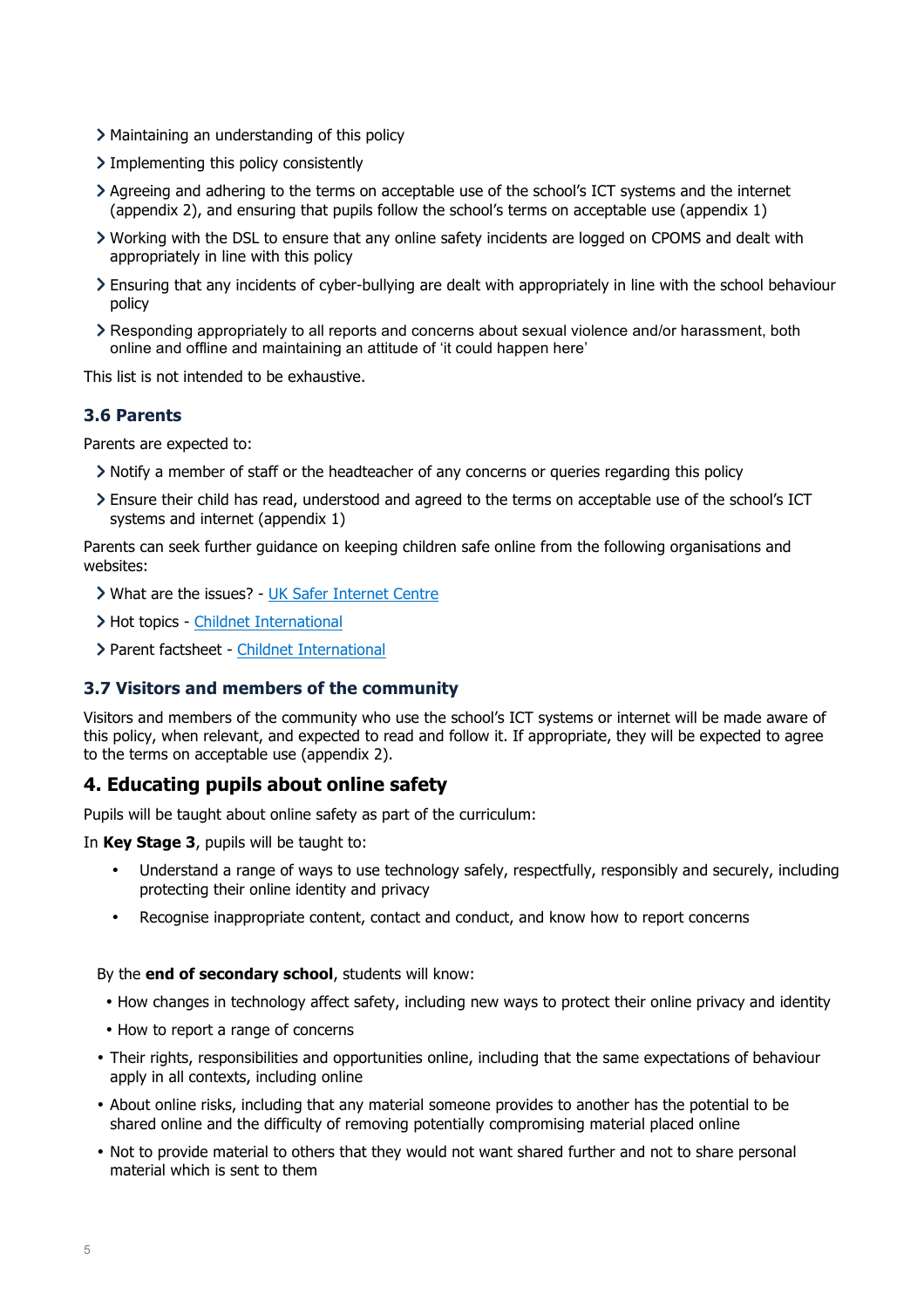- Maintaining an understanding of this policy
- Implementing this policy consistently
- Agreeing and adhering to the terms on acceptable use of the school's ICT systems and the internet (appendix 2), and ensuring that pupils follow the school's terms on acceptable use (appendix 1)
- Working with the DSL to ensure that any online safety incidents are logged on CPOMS and dealt with appropriately in line with this policy
- Ensuring that any incidents of cyber-bullying are dealt with appropriately in line with the school behaviour policy
- Responding appropriately to all reports and concerns about sexual violence and/or harassment, both online and offline and maintaining an attitude of 'it could happen here'

This list is not intended to be exhaustive.

### 3.6 Parents

Parents are expected to:

- Notify a member of staff or the headteacher of any concerns or queries regarding this policy
- Ensure their child has read, understood and agreed to the terms on acceptable use of the school's ICT systems and internet (appendix 1)

Parents can seek further guidance on keeping children safe online from the following organisations and websites:

- What are the issues? - UK Safer Internet Centre
- Hot topics - Childnet International
- Parent factsheet - Childnet International

### 3.7 Visitors and members of the community

Visitors and members of the community who use the school's ICT systems or internet will be made aware of this policy, when relevant, and expected to read and follow it. If appropriate, they will be expected to agree to the terms on acceptable use (appendix 2).

## 4. Educating pupils about online safety

Pupils will be taught about online safety as part of the curriculum:

In **Key Stage 3**, pupils will be taught to:

- Understand a range of ways to use technology safely, respectfully, responsibly and securely, including protecting their online identity and privacy
- Recognise inappropriate content, contact and conduct, and know how to report concerns

By the **end of secondary school**, students will know:

- How changes in technology affect safety, including new ways to protect their online privacy and identity
- How to report a range of concerns
- Their rights, responsibilities and opportunities online, including that the same expectations of behaviour apply in all contexts, including online
- About online risks, including that any material someone provides to another has the potential to be shared online and the difficulty of removing potentially compromising material placed online
- Not to provide material to others that they would not want shared further and not to share personal material which is sent to them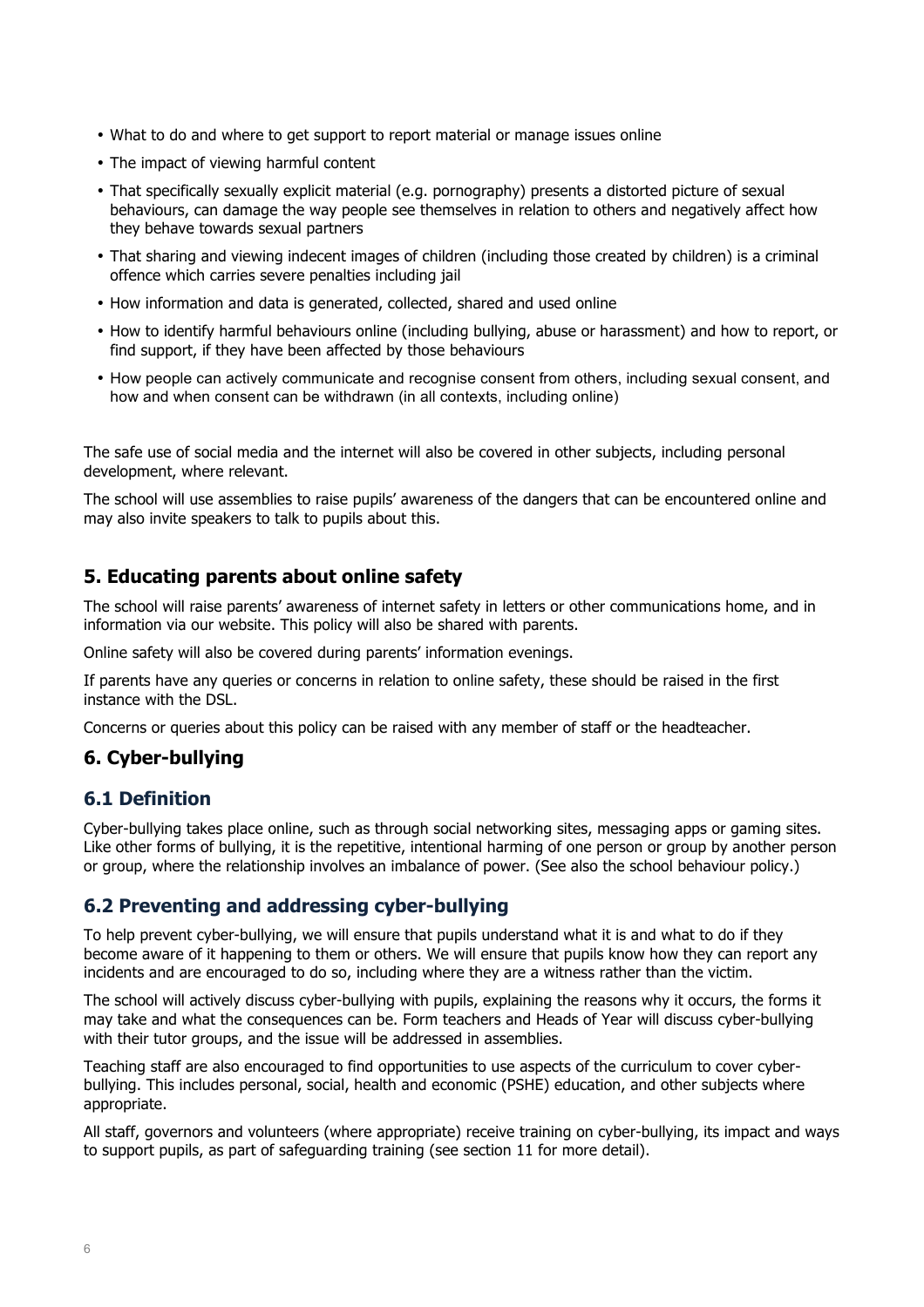- What to do and where to get support to report material or manage issues online
- The impact of viewing harmful content
- That specifically sexually explicit material (e.g. pornography) presents a distorted picture of sexual behaviours, can damage the way people see themselves in relation to others and negatively affect how they behave towards sexual partners
- That sharing and viewing indecent images of children (including those created by children) is a criminal offence which carries severe penalties including jail
- How information and data is generated, collected, shared and used online
- How to identify harmful behaviours online (including bullying, abuse or harassment) and how to report, or find support, if they have been affected by those behaviours
- How people can actively communicate and recognise consent from others, including sexual consent, and how and when consent can be withdrawn (in all contexts, including online)

The safe use of social media and the internet will also be covered in other subjects, including personal development, where relevant.

The school will use assemblies to raise pupils' awareness of the dangers that can be encountered online and may also invite speakers to talk to pupils about this.

## 5. Educating parents about online safety

The school will raise parents' awareness of internet safety in letters or other communications home, and in information via our website. This policy will also be shared with parents.

Online safety will also be covered during parents' information evenings.

If parents have any queries or concerns in relation to online safety, these should be raised in the first instance with the DSL.

Concerns or queries about this policy can be raised with any member of staff or the headteacher.

## 6. Cyber-bullying

### 6.1 Definition

Cyber-bullying takes place online, such as through social networking sites, messaging apps or gaming sites. Like other forms of bullying, it is the repetitive, intentional harming of one person or group by another person or group, where the relationship involves an imbalance of power. (See also the school behaviour policy.)

### 6.2 Preventing and addressing cyber-bullying

To help prevent cyber-bullying, we will ensure that pupils understand what it is and what to do if they become aware of it happening to them or others. We will ensure that pupils know how they can report any incidents and are encouraged to do so, including where they are a witness rather than the victim.

The school will actively discuss cyber-bullying with pupils, explaining the reasons why it occurs, the forms it may take and what the consequences can be. Form teachers and Heads of Year will discuss cyber-bullying with their tutor groups, and the issue will be addressed in assemblies.

Teaching staff are also encouraged to find opportunities to use aspects of the curriculum to cover cyber-bullying. This includes personal, social, health and economic (PSHE) education, and other subjects where appropriate.

All staff, governors and volunteers (where appropriate) receive training on cyber-bullying, its impact and ways to support pupils, as part of safeguarding training (see section 11 for more detail).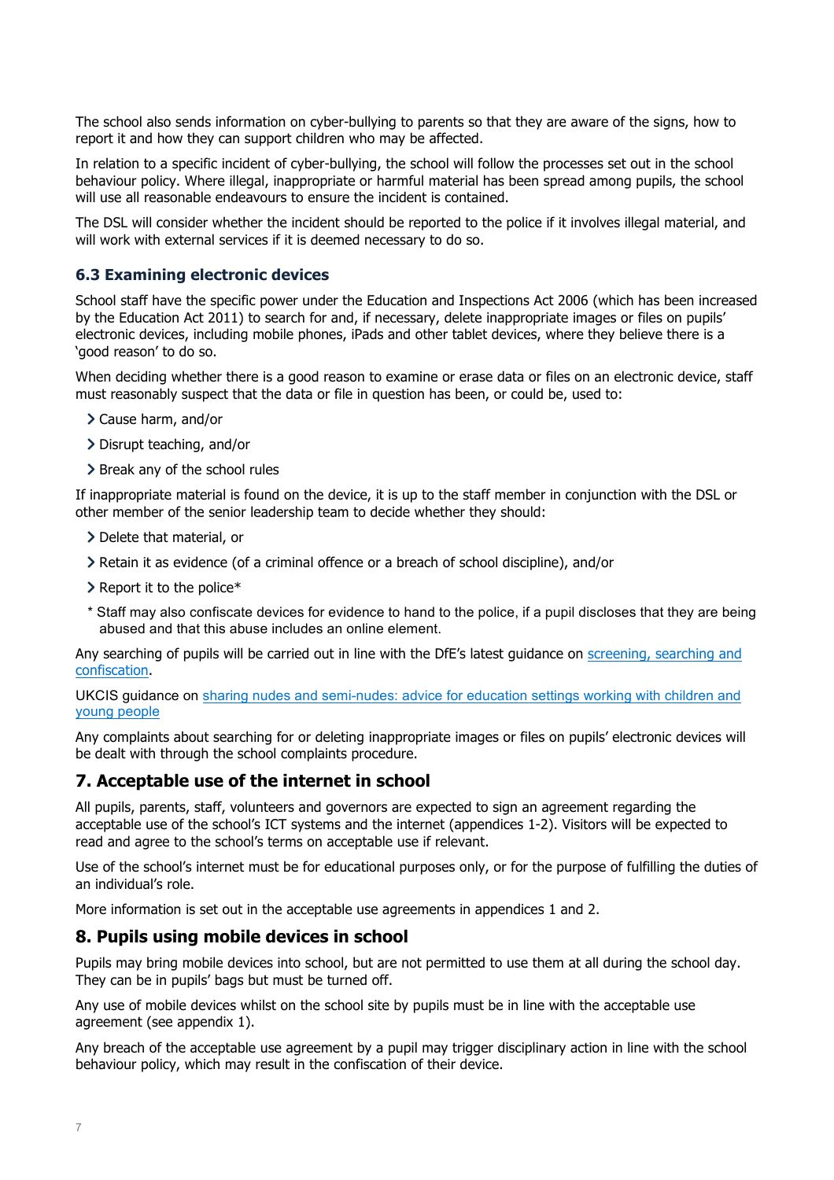The school also sends information on cyber-bullying to parents so that they are aware of the signs, how to report it and how they can support children who may be affected.

In relation to a specific incident of cyber-bullying, the school will follow the processes set out in the school behaviour policy. Where illegal, inappropriate or harmful material has been spread among pupils, the school will use all reasonable endeavours to ensure the incident is contained.

The DSL will consider whether the incident should be reported to the police if it involves illegal material, and will work with external services if it is deemed necessary to do so.

### 6.3 Examining electronic devices

School staff have the specific power under the Education and Inspections Act 2006 (which has been increased by the Education Act 2011) to search for and, if necessary, delete inappropriate images or files on pupils' electronic devices, including mobile phones, iPads and other tablet devices, where they believe there is a 'good reason' to do so.

When deciding whether there is a good reason to examine or erase data or files on an electronic device, staff must reasonably suspect that the data or file in question has been, or could be, used to:

- Cause harm, and/or
- Disrupt teaching, and/or
- Break any of the school rules

If inappropriate material is found on the device, it is up to the staff member in conjunction with the DSL or other member of the senior leadership team to decide whether they should:

- Delete that material, or
- Retain it as evidence (of a criminal offence or a breach of school discipline), and/or
- Report it to the police*

\* Staff may also confiscate devices for evidence to hand to the police, if a pupil discloses that they are being abused and that this abuse includes an online element.

Any searching of pupils will be carried out in line with the DfE's latest guidance on screening, searching and confiscation.

UKCIS guidance on sharing nudes and semi-nudes: advice for education settings working with children and young people

Any complaints about searching for or deleting inappropriate images or files on pupils' electronic devices will be dealt with through the school complaints procedure.

## 7. Acceptable use of the internet in school

All pupils, parents, staff, volunteers and governors are expected to sign an agreement regarding the acceptable use of the school's ICT systems and the internet (appendices 1-2). Visitors will be expected to read and agree to the school's terms on acceptable use if relevant.

Use of the school's internet must be for educational purposes only, or for the purpose of fulfilling the duties of an individual's role.

More information is set out in the acceptable use agreements in appendices 1 and 2.

## 8. Pupils using mobile devices in school

Pupils may bring mobile devices into school, but are not permitted to use them at all during the school day. They can be in pupils' bags but must be turned off.

Any use of mobile devices whilst on the school site by pupils must be in line with the acceptable use agreement (see appendix 1).

Any breach of the acceptable use agreement by a pupil may trigger disciplinary action in line with the school behaviour policy, which may result in the confiscation of their device.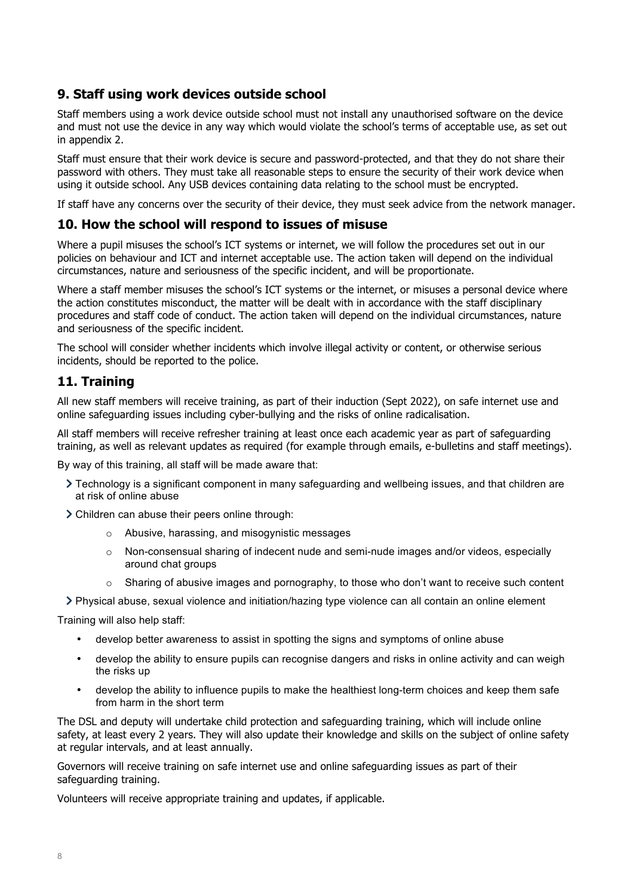## 9. Staff using work devices outside school

Staff members using a work device outside school must not install any unauthorised software on the device and must not use the device in any way which would violate the school's terms of acceptable use, as set out in appendix 2.

Staff must ensure that their work device is secure and password-protected, and that they do not share their password with others. They must take all reasonable steps to ensure the security of their work device when using it outside school. Any USB devices containing data relating to the school must be encrypted.

If staff have any concerns over the security of their device, they must seek advice from the network manager.

## 10. How the school will respond to issues of misuse

Where a pupil misuses the school's ICT systems or internet, we will follow the procedures set out in our policies on behaviour and ICT and internet acceptable use. The action taken will depend on the individual circumstances, nature and seriousness of the specific incident, and will be proportionate.

Where a staff member misuses the school's ICT systems or the internet, or misuses a personal device where the action constitutes misconduct, the matter will be dealt with in accordance with the staff disciplinary procedures and staff code of conduct. The action taken will depend on the individual circumstances, nature and seriousness of the specific incident.

The school will consider whether incidents which involve illegal activity or content, or otherwise serious incidents, should be reported to the police.

## 11. Training

All new staff members will receive training, as part of their induction (Sept 2022), on safe internet use and online safeguarding issues including cyber-bullying and the risks of online radicalisation.

All staff members will receive refresher training at least once each academic year as part of safeguarding training, as well as relevant updates as required (for example through emails, e-bulletins and staff meetings).

By way of this training, all staff will be made aware that:

- Technology is a significant component in many safeguarding and wellbeing issues, and that children are at risk of online abuse
- Children can abuse their peers online through:
  - Abusive, harassing, and misogynistic messages
  - Non-consensual sharing of indecent nude and semi-nude images and/or videos, especially around chat groups
  - Sharing of abusive images and pornography, to those who don't want to receive such content
- Physical abuse, sexual violence and initiation/hazing type violence can all contain an online element

Training will also help staff:

- develop better awareness to assist in spotting the signs and symptoms of online abuse
- develop the ability to ensure pupils can recognise dangers and risks in online activity and can weigh the risks up
- develop the ability to influence pupils to make the healthiest long-term choices and keep them safe from harm in the short term

The DSL and deputy will undertake child protection and safeguarding training, which will include online safety, at least every 2 years. They will also update their knowledge and skills on the subject of online safety at regular intervals, and at least annually.

Governors will receive training on safe internet use and online safeguarding issues as part of their safeguarding training.

Volunteers will receive appropriate training and updates, if applicable.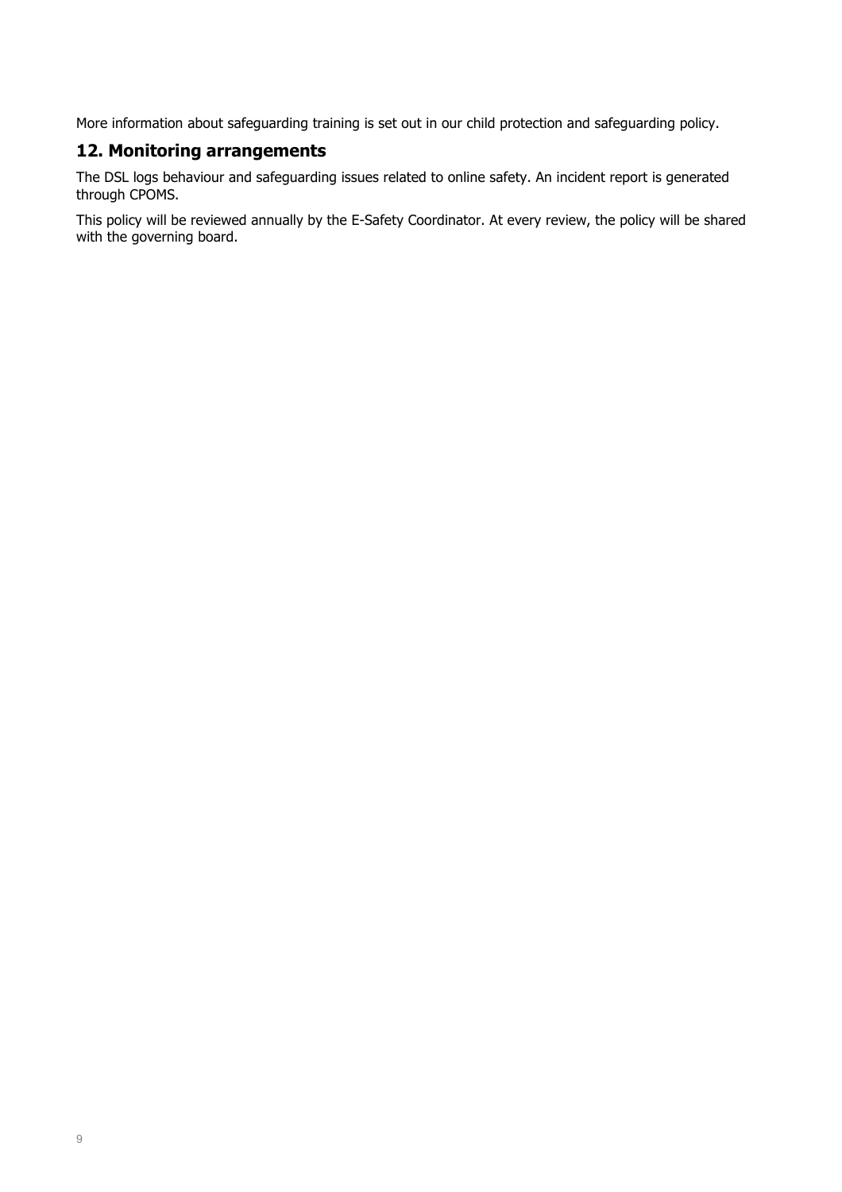More information about safeguarding training is set out in our child protection and safeguarding policy.

## 12. Monitoring arrangements

The DSL logs behaviour and safeguarding issues related to online safety. An incident report is generated through CPOMS.

This policy will be reviewed annually by the E-Safety Coordinator. At every review, the policy will be shared with the governing board.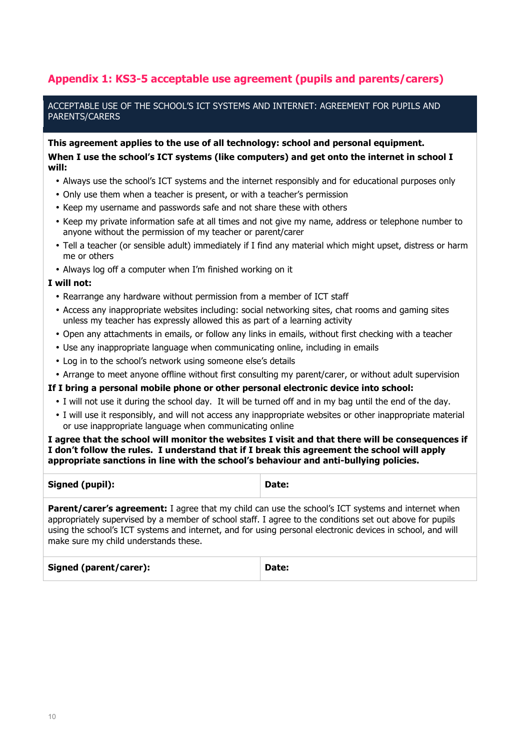## Appendix 1: KS3-5 acceptable use agreement (pupils and parents/carers)

ACCEPTABLE USE OF THE SCHOOL'S ICT SYSTEMS AND INTERNET: AGREEMENT FOR PUPILS AND PARENTS/CARERS

**This agreement applies to the use of all technology: school and personal equipment.**

**When I use the school's ICT systems (like computers) and get onto the internet in school I will:**

- Always use the school's ICT systems and the internet responsibly and for educational purposes only
- Only use them when a teacher is present, or with a teacher's permission
- Keep my username and passwords safe and not share these with others
- Keep my private information safe at all times and not give my name, address or telephone number to anyone without the permission of my teacher or parent/carer
- Tell a teacher (or sensible adult) immediately if I find any material which might upset, distress or harm me or others
- Always log off a computer when I'm finished working on it

**I will not:**

- Rearrange any hardware without permission from a member of ICT staff
- Access any inappropriate websites including: social networking sites, chat rooms and gaming sites unless my teacher has expressly allowed this as part of a learning activity
- Open any attachments in emails, or follow any links in emails, without first checking with a teacher
- Use any inappropriate language when communicating online, including in emails
- Log in to the school's network using someone else's details
- Arrange to meet anyone offline without first consulting my parent/carer, or without adult supervision

**If I bring a personal mobile phone or other personal electronic device into school:**

- I will not use it during the school day. It will be turned off and in my bag until the end of the day.
- I will use it responsibly, and will not access any inappropriate websites or other inappropriate material or use inappropriate language when communicating online

**I agree that the school will monitor the websites I visit and that there will be consequences if I don't follow the rules. I understand that if I break this agreement the school will apply appropriate sanctions in line with the school's behaviour and anti-bullying policies.**

| **Signed (pupil):** | **Date:** |
|---|---|

**Parent/carer's agreement:** I agree that my child can use the school's ICT systems and internet when appropriately supervised by a member of school staff. I agree to the conditions set out above for pupils using the school's ICT systems and internet, and for using personal electronic devices in school, and will make sure my child understands these.

| **Signed (parent/carer):** | **Date:** |
|---|---|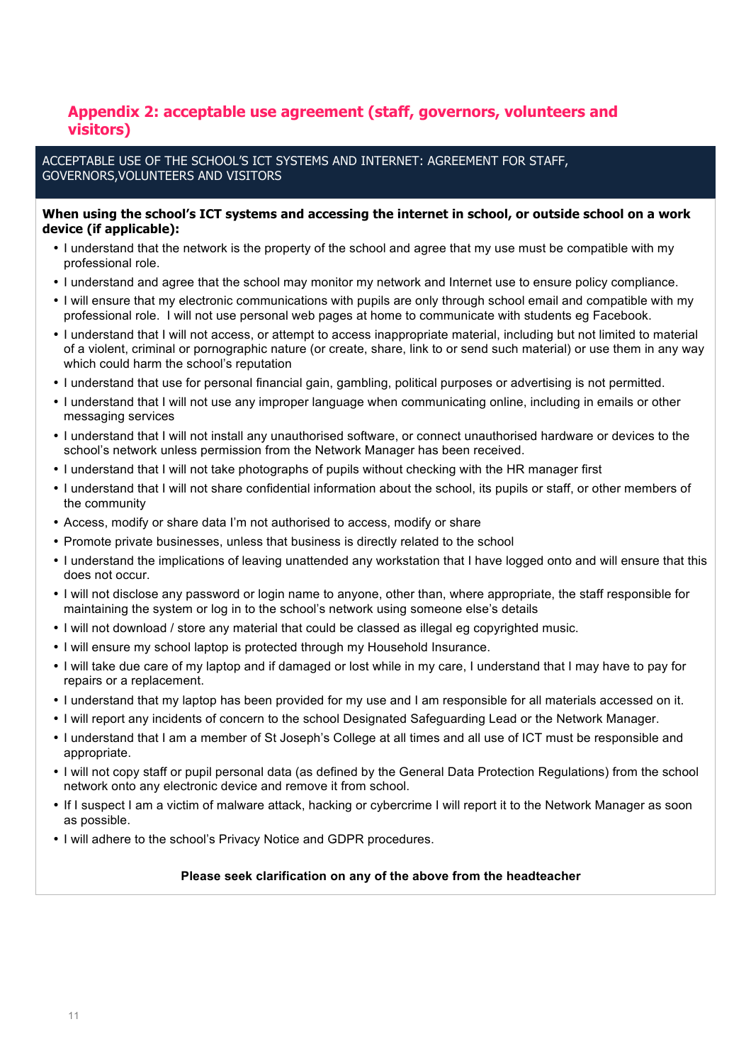## Appendix 2: acceptable use agreement (staff, governors, volunteers and visitors)

ACCEPTABLE USE OF THE SCHOOL'S ICT SYSTEMS AND INTERNET: AGREEMENT FOR STAFF, GOVERNORS,VOLUNTEERS AND VISITORS

**When using the school's ICT systems and accessing the internet in school, or outside school on a work device (if applicable):**

- I understand that the network is the property of the school and agree that my use must be compatible with my professional role.
- I understand and agree that the school may monitor my network and Internet use to ensure policy compliance.
- I will ensure that my electronic communications with pupils are only through school email and compatible with my professional role. I will not use personal web pages at home to communicate with students eg Facebook.
- I understand that I will not access, or attempt to access inappropriate material, including but not limited to material of a violent, criminal or pornographic nature (or create, share, link to or send such material) or use them in any way which could harm the school's reputation
- I understand that use for personal financial gain, gambling, political purposes or advertising is not permitted.
- I understand that I will not use any improper language when communicating online, including in emails or other messaging services
- I understand that I will not install any unauthorised software, or connect unauthorised hardware or devices to the school's network unless permission from the Network Manager has been received.
- I understand that I will not take photographs of pupils without checking with the HR manager first
- I understand that I will not share confidential information about the school, its pupils or staff, or other members of the community
- Access, modify or share data I'm not authorised to access, modify or share
- Promote private businesses, unless that business is directly related to the school
- I understand the implications of leaving unattended any workstation that I have logged onto and will ensure that this does not occur.
- I will not disclose any password or login name to anyone, other than, where appropriate, the staff responsible for maintaining the system or log in to the school's network using someone else's details
- I will not download / store any material that could be classed as illegal eg copyrighted music.
- I will ensure my school laptop is protected through my Household Insurance.
- I will take due care of my laptop and if damaged or lost while in my care, I understand that I may have to pay for repairs or a replacement.
- I understand that my laptop has been provided for my use and I am responsible for all materials accessed on it.
- I will report any incidents of concern to the school Designated Safeguarding Lead or the Network Manager.
- I understand that I am a member of St Joseph's College at all times and all use of ICT must be responsible and appropriate.
- I will not copy staff or pupil personal data (as defined by the General Data Protection Regulations) from the school network onto any electronic device and remove it from school.
- If I suspect I am a victim of malware attack, hacking or cybercrime I will report it to the Network Manager as soon as possible.
- I will adhere to the school's Privacy Notice and GDPR procedures.

**Please seek clarification on any of the above from the headteacher**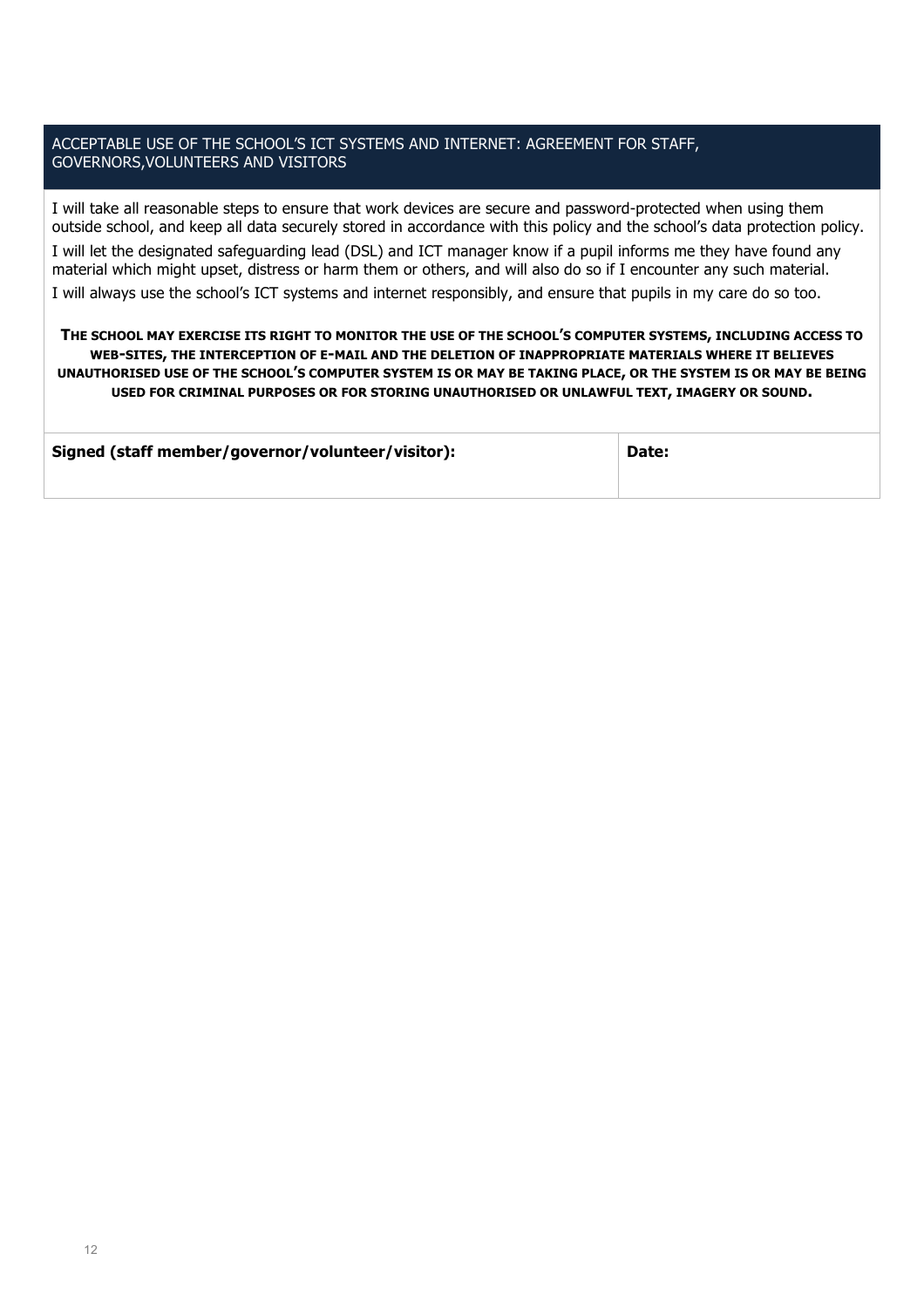## ACCEPTABLE USE OF THE SCHOOL'S ICT SYSTEMS AND INTERNET: AGREEMENT FOR STAFF, GOVERNORS,VOLUNTEERS AND VISITORS

I will take all reasonable steps to ensure that work devices are secure and password-protected when using them outside school, and keep all data securely stored in accordance with this policy and the school's data protection policy.

I will let the designated safeguarding lead (DSL) and ICT manager know if a pupil informs me they have found any material which might upset, distress or harm them or others, and will also do so if I encounter any such material.

I will always use the school's ICT systems and internet responsibly, and ensure that pupils in my care do so too.

**THE SCHOOL MAY EXERCISE ITS RIGHT TO MONITOR THE USE OF THE SCHOOL'S COMPUTER SYSTEMS, INCLUDING ACCESS TO WEB-SITES, THE INTERCEPTION OF E-MAIL AND THE DELETION OF INAPPROPRIATE MATERIALS WHERE IT BELIEVES UNAUTHORISED USE OF THE SCHOOL'S COMPUTER SYSTEM IS OR MAY BE TAKING PLACE, OR THE SYSTEM IS OR MAY BE BEING USED FOR CRIMINAL PURPOSES OR FOR STORING UNAUTHORISED OR UNLAWFUL TEXT, IMAGERY OR SOUND.**

| **Signed (staff member/governor/volunteer/visitor):** | **Date:** |
| --- | --- |
| | |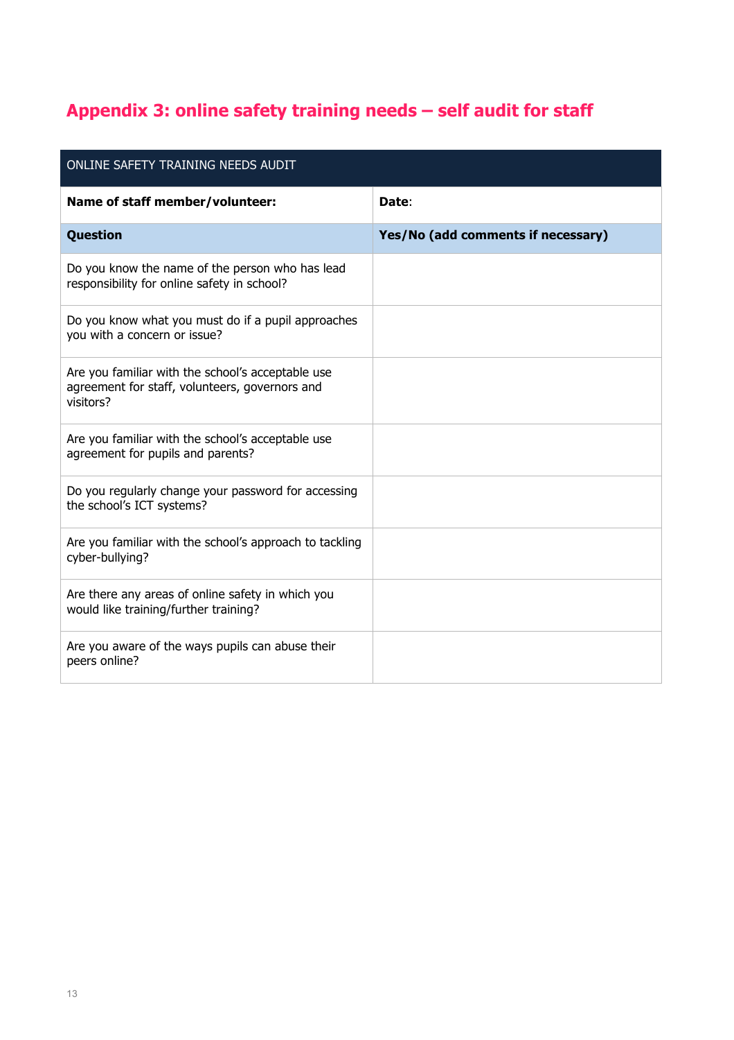# Appendix 3: online safety training needs – self audit for staff

| ONLINE SAFETY TRAINING NEEDS AUDIT | |
|---|---|
| **Name of staff member/volunteer:** | **Date**: |
| **Question** | **Yes/No (add comments if necessary)** |
| Do you know the name of the person who has lead responsibility for online safety in school? | |
| Do you know what you must do if a pupil approaches you with a concern or issue? | |
| Are you familiar with the school's acceptable use agreement for staff, volunteers, governors and visitors? | |
| Are you familiar with the school's acceptable use agreement for pupils and parents? | |
| Do you regularly change your password for accessing the school's ICT systems? | |
| Are you familiar with the school's approach to tackling cyber-bullying? | |
| Are there any areas of online safety in which you would like training/further training? | |
| Are you aware of the ways pupils can abuse their peers online? | |